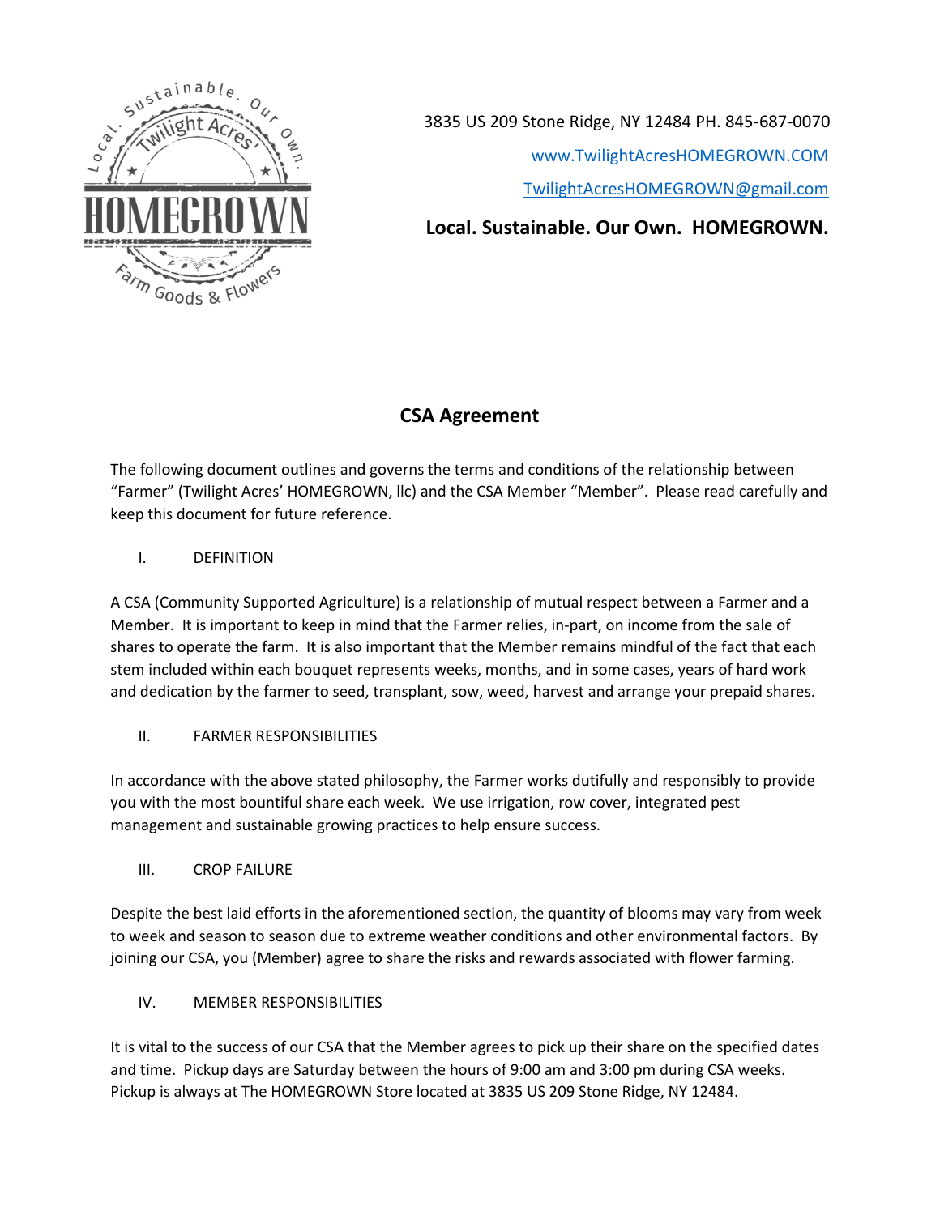3835 US 209 Stone Ridge, NY 12484 PH. 845-687-0070

www.TwilightAcresHOMEGROWN.COM

TwilightAcresHOMEGROWN@gmail.com

**Local. Sustainable. Our Own. HOMEGROWN.**

# CSA Agreement

The following document outlines and governs the terms and conditions of the relationship between "Farmer" (Twilight Acres' HOMEGROWN, llc) and the CSA Member "Member". Please read carefully and keep this document for future reference.

## I. DEFINITION

A CSA (Community Supported Agriculture) is a relationship of mutual respect between a Farmer and a Member. It is important to keep in mind that the Farmer relies, in-part, on income from the sale of shares to operate the farm. It is also important that the Member remains mindful of the fact that each stem included within each bouquet represents weeks, months, and in some cases, years of hard work and dedication by the farmer to seed, transplant, sow, weed, harvest and arrange your prepaid shares.

## II. FARMER RESPONSIBILITIES

In accordance with the above stated philosophy, the Farmer works dutifully and responsibly to provide you with the most bountiful share each week. We use irrigation, row cover, integrated pest management and sustainable growing practices to help ensure success.

## III. CROP FAILURE

Despite the best laid efforts in the aforementioned section, the quantity of blooms may vary from week to week and season to season due to extreme weather conditions and other environmental factors. By joining our CSA, you (Member) agree to share the risks and rewards associated with flower farming.

## IV. MEMBER RESPONSIBILITIES

It is vital to the success of our CSA that the Member agrees to pick up their share on the specified dates and time. Pickup days are Saturday between the hours of 9:00 am and 3:00 pm during CSA weeks. Pickup is always at The HOMEGROWN Store located at 3835 US 209 Stone Ridge, NY 12484.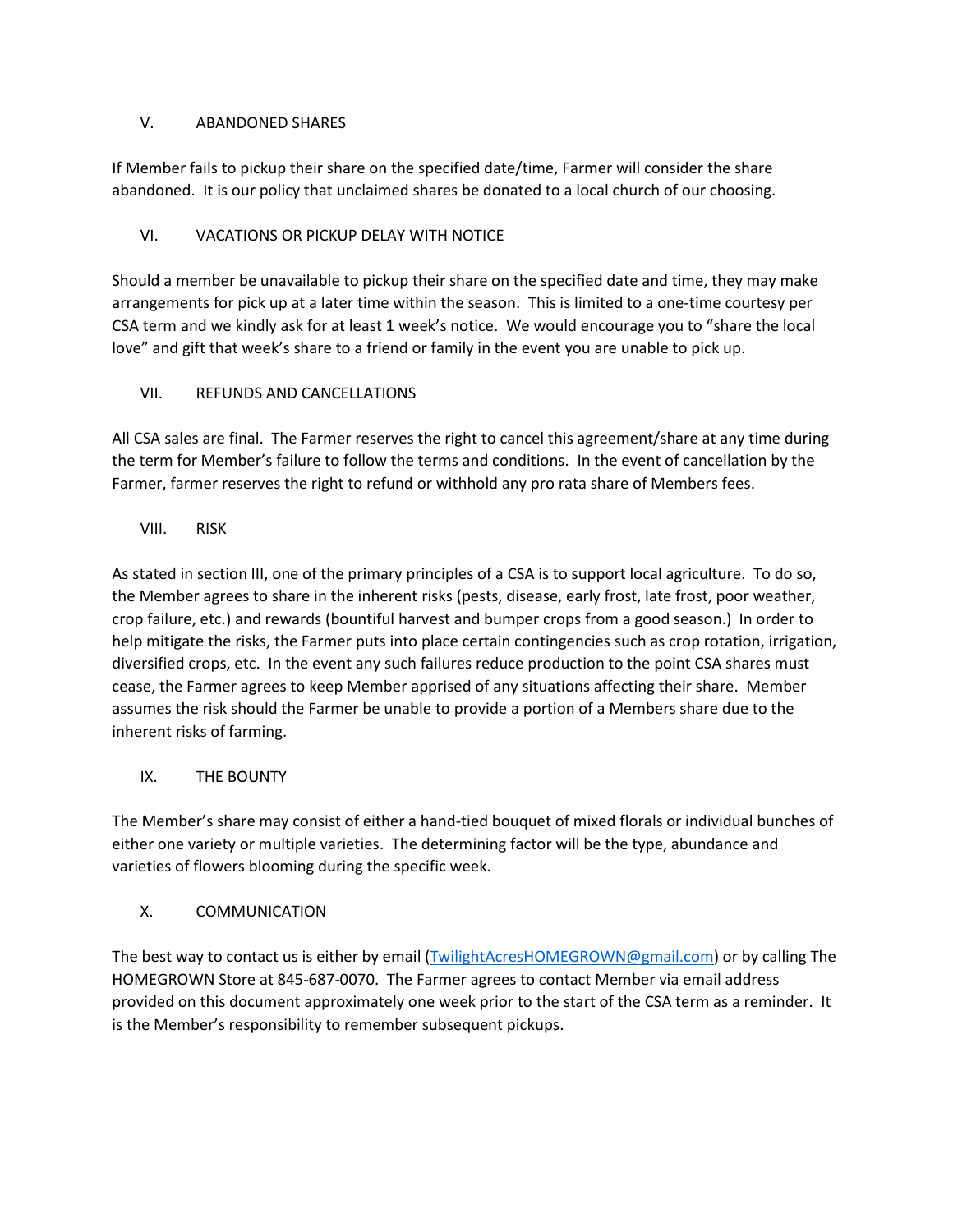## V. ABANDONED SHARES

If Member fails to pickup their share on the specified date/time, Farmer will consider the share abandoned. It is our policy that unclaimed shares be donated to a local church of our choosing.

## VI. VACATIONS OR PICKUP DELAY WITH NOTICE

Should a member be unavailable to pickup their share on the specified date and time, they may make arrangements for pick up at a later time within the season. This is limited to a one-time courtesy per CSA term and we kindly ask for at least 1 week's notice. We would encourage you to "share the local love" and gift that week's share to a friend or family in the event you are unable to pick up.

## VII. REFUNDS AND CANCELLATIONS

All CSA sales are final. The Farmer reserves the right to cancel this agreement/share at any time during the term for Member's failure to follow the terms and conditions. In the event of cancellation by the Farmer, farmer reserves the right to refund or withhold any pro rata share of Members fees.

## VIII. RISK

As stated in section III, one of the primary principles of a CSA is to support local agriculture. To do so, the Member agrees to share in the inherent risks (pests, disease, early frost, late frost, poor weather, crop failure, etc.) and rewards (bountiful harvest and bumper crops from a good season.) In order to help mitigate the risks, the Farmer puts into place certain contingencies such as crop rotation, irrigation, diversified crops, etc. In the event any such failures reduce production to the point CSA shares must cease, the Farmer agrees to keep Member apprised of any situations affecting their share. Member assumes the risk should the Farmer be unable to provide a portion of a Members share due to the inherent risks of farming.

## IX. THE BOUNTY

The Member's share may consist of either a hand-tied bouquet of mixed florals or individual bunches of either one variety or multiple varieties. The determining factor will be the type, abundance and varieties of flowers blooming during the specific week.

## X. COMMUNICATION

The best way to contact us is either by email (TwilightAcresHOMEGROWN@gmail.com) or by calling The HOMEGROWN Store at 845-687-0070. The Farmer agrees to contact Member via email address provided on this document approximately one week prior to the start of the CSA term as a reminder. It is the Member's responsibility to remember subsequent pickups.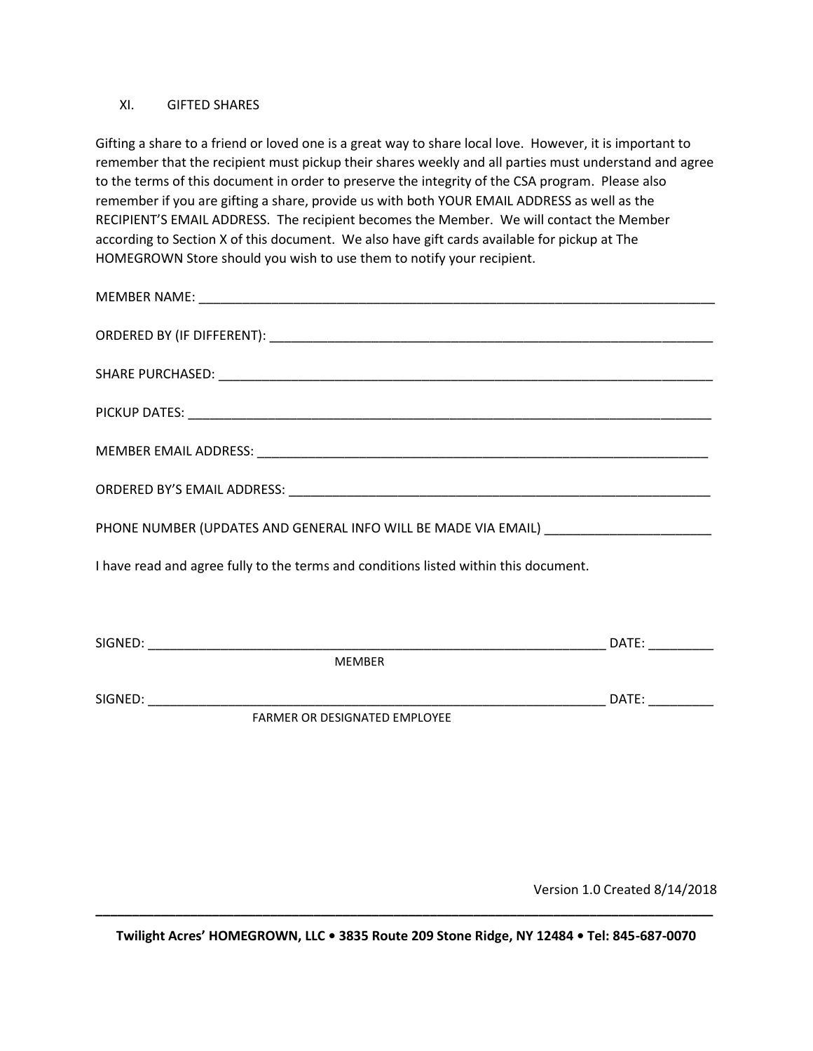## XI. GIFTED SHARES

Gifting a share to a friend or loved one is a great way to share local love. However, it is important to remember that the recipient must pickup their shares weekly and all parties must understand and agree to the terms of this document in order to preserve the integrity of the CSA program. Please also remember if you are gifting a share, provide us with both YOUR EMAIL ADDRESS as well as the RECIPIENT'S EMAIL ADDRESS. The recipient becomes the Member. We will contact the Member according to Section X of this document. We also have gift cards available for pickup at The HOMEGROWN Store should you wish to use them to notify your recipient.

MEMBER NAME: ___________________________________________________________________________

ORDERED BY (IF DIFFERENT): _________________________________________________________________

SHARE PURCHASED: ________________________________________________________________________

PICKUP DATES: ____________________________________________________________________________

MEMBER EMAIL ADDRESS: ___________________________________________________________________

ORDERED BY'S EMAIL ADDRESS: _______________________________________________________________

PHONE NUMBER (UPDATES AND GENERAL INFO WILL BE MADE VIA EMAIL) _______________________

I have read and agree fully to the terms and conditions listed within this document.

SIGNED: ____________________________________________________________________ DATE: _________

MEMBER

SIGNED: ____________________________________________________________________ DATE: _________

FARMER OR DESIGNATED EMPLOYEE

Version 1.0 Created 8/14/2018

**Twilight Acres' HOMEGROWN, LLC • 3835 Route 209 Stone Ridge, NY 12484 • Tel: 845-687-0070**